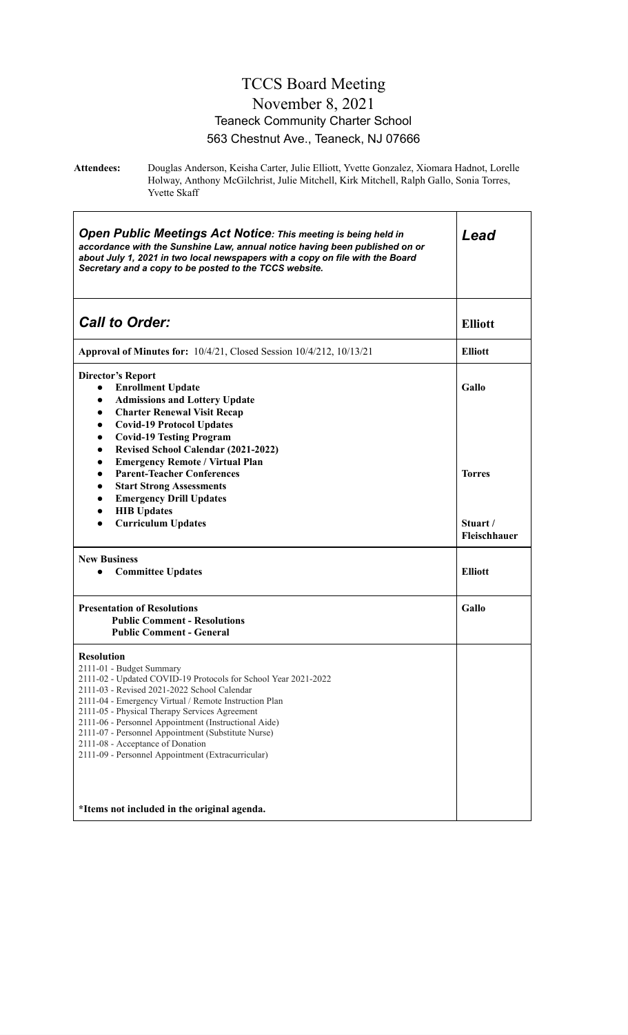# TCCS Board Meeting

## November 8, 2021

### Teaneck Community Charter School

### 563 Chestnut Ave., Teaneck, NJ 07666

**Attendees:** Douglas Anderson, Keisha Carter, Julie Elliott, Yvette Gonzalez, Xiomara Hadnot, Lorelle Holway, Anthony McGilchrist, Julie Mitchell, Kirk Mitchell, Ralph Gallo, Sonia Torres, Yvette Skaff

| ***Open Public Meetings Act Notice**: This meeting is being held in accordance with the Sunshine Law, annual notice having been published on or about July 1, 2021 in two local newspapers with a copy on file with the Board Secretary and a copy to be posted to the TCCS website.* | ***Lead*** |
|---|---|
| ***Call to Order:*** | **Elliott** |
| **Approval of Minutes for:** 10/4/21, Closed Session 10/4/212, 10/13/21 | **Elliott** |
| **Director's Report**<br>• **Enrollment Update**<br>• **Admissions and Lottery Update**<br>• **Charter Renewal Visit Recap**<br>• **Covid-19 Protocol Updates**<br>• **Covid-19 Testing Program**<br>• **Revised School Calendar (2021-2022)**<br>• **Emergency Remote / Virtual Plan**<br>• **Parent-Teacher Conferences**<br>• **Start Strong Assessments**<br>• **Emergency Drill Updates**<br>• **HIB Updates**<br>• **Curriculum Updates** | **Gallo**<br><br><br><br><br><br><br>**Torres**<br><br><br><br>**Stuart / Fleischhauer** |
| **New Business**<br>• **Committee Updates** | **Elliott** |
| **Presentation of Resolutions**<br>**Public Comment - Resolutions**<br>**Public Comment - General** | **Gallo** |
| **Resolution**<br>2111-01 - Budget Summary<br>2111-02 - Updated COVID-19 Protocols for School Year 2021-2022<br>2111-03 - Revised 2021-2022 School Calendar<br>2111-04 - Emergency Virtual / Remote Instruction Plan<br>2111-05 - Physical Therapy Services Agreement<br>2111-06 - Personnel Appointment (Instructional Aide)<br>2111-07 - Personnel Appointment (Substitute Nurse)<br>2111-08 - Acceptance of Donation<br>2111-09 - Personnel Appointment (Extracurricular)<br><br>**\*Items not included in the original agenda.** | |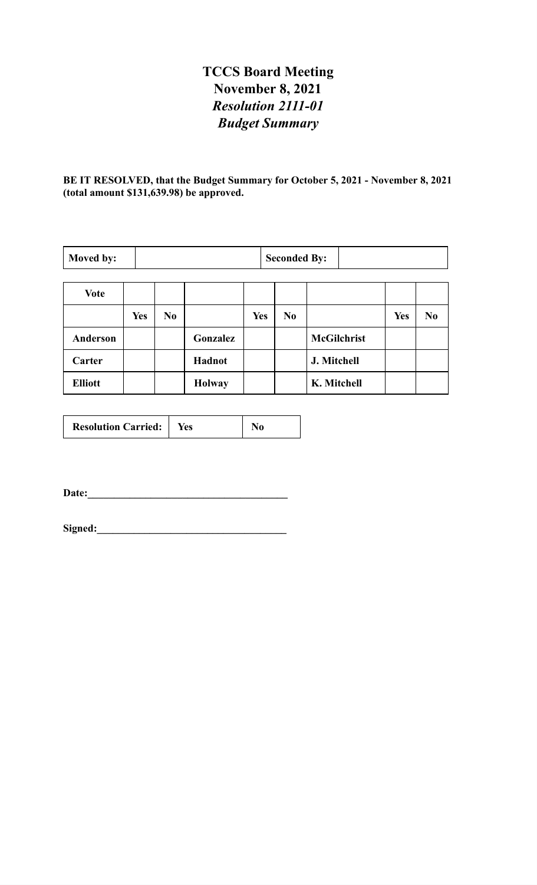# TCCS Board Meeting
## November 8, 2021
### *Resolution 2111-01*
### *Budget Summary*

**BE IT RESOLVED, that the Budget Summary for October 5, 2021 - November 8, 2021 (total amount $131,639.98) be approved.**

| **Moved by:** | | **Seconded By:** | |
|---|---|---|---|

| **Vote** | | | | | | | | |
|---|---|---|---|---|---|---|---|---|
| | **Yes** | **No** | | **Yes** | **No** | | **Yes** | **No** |
| **Anderson** | | | **Gonzalez** | | | **McGilchrist** | | |
| **Carter** | | | **Hadnot** | | | **J. Mitchell** | | |
| **Elliott** | | | **Holway** | | | **K. Mitchell** | | |

| **Resolution Carried:** | **Yes** | **No** |
|---|---|---|

**Date:**______________________________________

**Signed:**____________________________________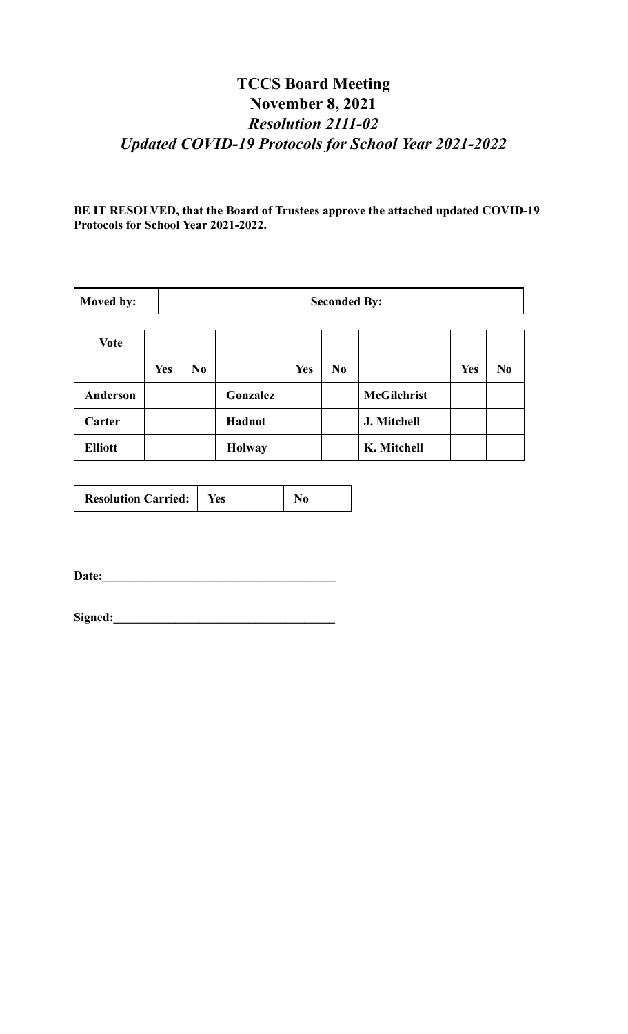# TCCS Board Meeting

## November 8, 2021

### *Resolution 2111-02*

### *Updated COVID-19 Protocols for School Year 2021-2022*

**BE IT RESOLVED, that the Board of Trustees approve the attached updated COVID-19 Protocols for School Year 2021-2022.**

| **Moved by:** | | **Seconded By:** | |
|---|---|---|---|

| **Vote** | | | | | | | | |
|---|---|---|---|---|---|---|---|---|
| | **Yes** | **No** | | **Yes** | **No** | | **Yes** | **No** |
| **Anderson** | | | **Gonzalez** | | | **McGilchrist** | | |
| **Carter** | | | **Hadnot** | | | **J. Mitchell** | | |
| **Elliott** | | | **Holway** | | | **K. Mitchell** | | |

| **Resolution Carried:** | **Yes** | **No** |
|---|---|---|

**Date:**_____________________________________

**Signed:**___________________________________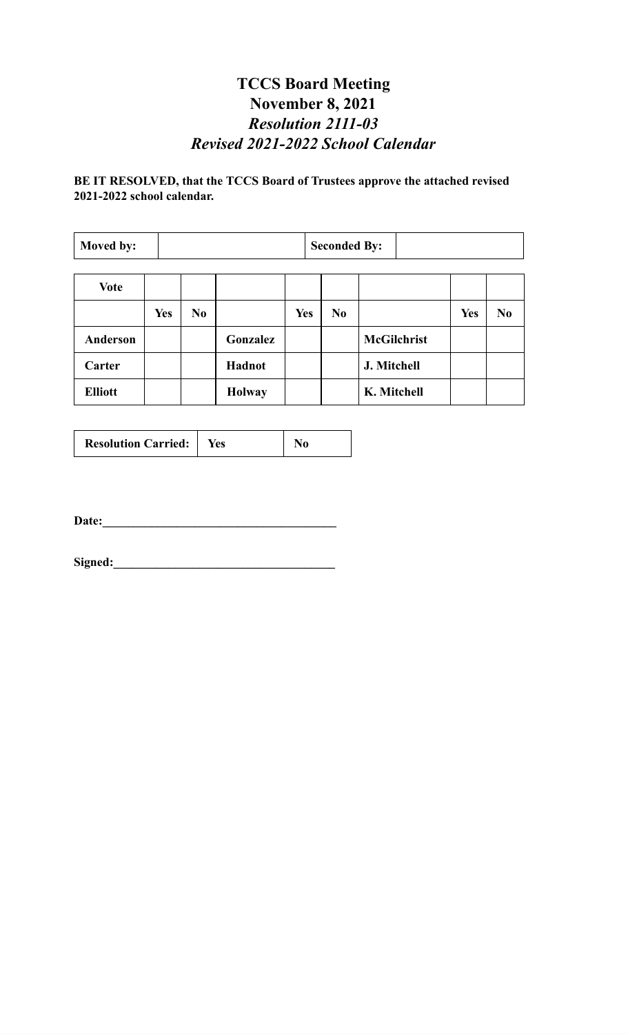# TCCS Board Meeting
# November 8, 2021
## *Resolution 2111-03*
## *Revised 2021-2022 School Calendar*

**BE IT RESOLVED, that the TCCS Board of Trustees approve the attached revised 2021-2022 school calendar.**

| **Moved by:** | | **Seconded By:** | |
|---|---|---|---|

| **Vote** | | | | | | | | |
|---|---|---|---|---|---|---|---|---|
| | **Yes** | **No** | | **Yes** | **No** | | **Yes** | **No** |
| **Anderson** | | | **Gonzalez** | | | **McGilchrist** | | |
| **Carter** | | | **Hadnot** | | | **J. Mitchell** | | |
| **Elliott** | | | **Holway** | | | **K. Mitchell** | | |

| **Resolution Carried:** | **Yes** | **No** |
|---|---|---|

**Date:**_____________________________________

**Signed:**___________________________________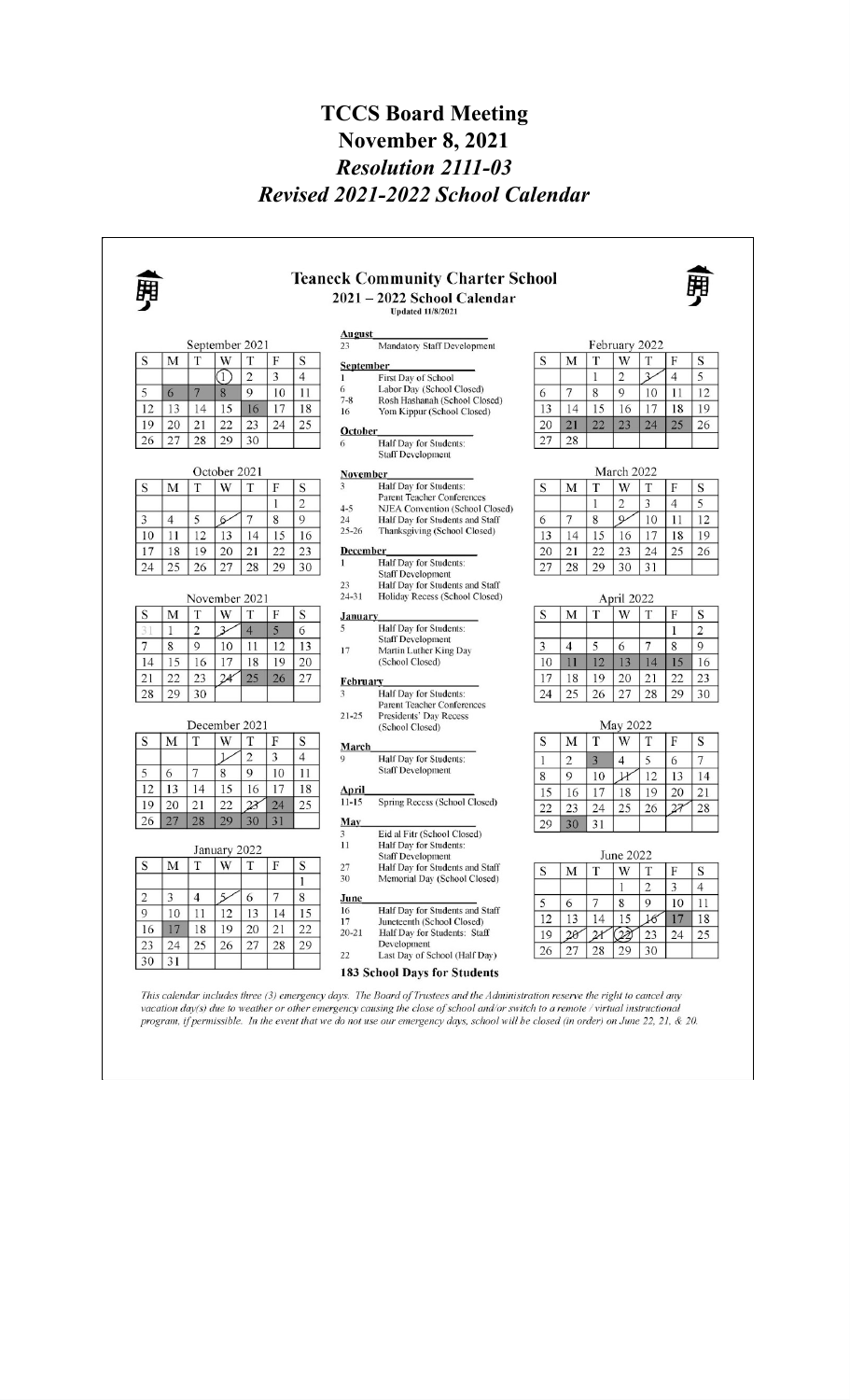# TCCS Board Meeting

# November 8, 2021

## *Resolution 2111-03*

## *Revised 2021-2022 School Calendar*

### Teaneck Community Charter School

**2021 – 2022 School Calendar**

**Updated 11/8/2021**

**September 2021**

| S | M | T | W | T | F | S |
|---|---|---|---|---|---|---|
| | | | 1 | 2 | 3 | 4 |
| 5 | 6 | 7 | 8 | 9 | 10 | 11 |
| 12 | 13 | 14 | 15 | 16 | 17 | 18 |
| 19 | 20 | 21 | 22 | 23 | 24 | 25 |
| 26 | 27 | 28 | 29 | 30 | | |

**October 2021**

| S | M | T | W | T | F | S |
|---|---|---|---|---|---|---|
| | | | | | 1 | 2 |
| 3 | 4 | 5 | 6 | 7 | 8 | 9 |
| 10 | 11 | 12 | 13 | 14 | 15 | 16 |
| 17 | 18 | 19 | 20 | 21 | 22 | 23 |
| 24 | 25 | 26 | 27 | 28 | 29 | 30 |

**November 2021**

| S | M | T | W | T | F | S |
|---|---|---|---|---|---|---|
| 31 | 1 | 2 | 3 | 4 | 5 | 6 |
| 7 | 8 | 9 | 10 | 11 | 12 | 13 |
| 14 | 15 | 16 | 17 | 18 | 19 | 20 |
| 21 | 22 | 23 | 24 | 25 | 26 | 27 |
| 28 | 29 | 30 | | | | |

**December 2021**

| S | M | T | W | T | F | S |
|---|---|---|---|---|---|---|
| | | | 1 | 2 | 3 | 4 |
| 5 | 6 | 7 | 8 | 9 | 10 | 11 |
| 12 | 13 | 14 | 15 | 16 | 17 | 18 |
| 19 | 20 | 21 | 22 | 23 | 24 | 25 |
| 26 | 27 | 28 | 29 | 30 | 31 | |

**January 2022**

| S | M | T | W | T | F | S |
|---|---|---|---|---|---|---|
| | | | | | | 1 |
| 2 | 3 | 4 | 5 | 6 | 7 | 8 |
| 9 | 10 | 11 | 12 | 13 | 14 | 15 |
| 16 | 17 | 18 | 19 | 20 | 21 | 22 |
| 23 | 24 | 25 | 26 | 27 | 28 | 29 |
| 30 | 31 | | | | | |

**August**
- 23 Mandatory Staff Development

**September**
- 1 First Day of School
- 6 Labor Day (School Closed)
- 7-8 Rosh Hashanah (School Closed)
- 16 Yom Kippur (School Closed)

**October**
- 6 Half Day for Students: Staff Development

**November**
- 3 Half Day for Students: Parent Teacher Conferences
- 4-5 NJEA Convention (School Closed)
- 24 Half Day for Students and Staff
- 25-26 Thanksgiving (School Closed)

**December**
- 1 Half Day for Students: Staff Development
- 23 Half Day for Students and Staff
- 24-31 Holiday Recess (School Closed)

**January**
- 5 Half Day for Students: Staff Development
- 17 Martin Luther King Day (School Closed)

**February**
- 3 Half Day for Students: Parent Teacher Conferences
- 21-25 Presidents' Day Recess (School Closed)

**March**
- 9 Half Day for Students: Staff Development

**April**
- 11-15 Spring Recess (School Closed)

**May**
- 3 Eid al Fitr (School Closed)
- 11 Half Day for Students: Staff Development
- 27 Half Day for Students and Staff
- 30 Memorial Day (School Closed)

**June**
- 16 Half Day for Students and Staff
- 17 Juneteenth (School Closed)
- 20-21 Half Day for Students: Staff Development
- 22 Last Day of School (Half Day)

**183 School Days for Students**

**February 2022**

| S | M | T | W | T | F | S |
|---|---|---|---|---|---|---|
| | | 1 | 2 | 3 | 4 | 5 |
| 6 | 7 | 8 | 9 | 10 | 11 | 12 |
| 13 | 14 | 15 | 16 | 17 | 18 | 19 |
| 20 | 21 | 22 | 23 | 24 | 25 | 26 |
| 27 | 28 | | | | | |

**March 2022**

| S | M | T | W | T | F | S |
|---|---|---|---|---|---|---|
| | | 1 | 2 | 3 | 4 | 5 |
| 6 | 7 | 8 | 9 | 10 | 11 | 12 |
| 13 | 14 | 15 | 16 | 17 | 18 | 19 |
| 20 | 21 | 22 | 23 | 24 | 25 | 26 |
| 27 | 28 | 29 | 30 | 31 | | |

**April 2022**

| S | M | T | W | T | F | S |
|---|---|---|---|---|---|---|
| | | | | | 1 | 2 |
| 3 | 4 | 5 | 6 | 7 | 8 | 9 |
| 10 | 11 | 12 | 13 | 14 | 15 | 16 |
| 17 | 18 | 19 | 20 | 21 | 22 | 23 |
| 24 | 25 | 26 | 27 | 28 | 29 | 30 |

**May 2022**

| S | M | T | W | T | F | S |
|---|---|---|---|---|---|---|
| 1 | 2 | 3 | 4 | 5 | 6 | 7 |
| 8 | 9 | 10 | 11 | 12 | 13 | 14 |
| 15 | 16 | 17 | 18 | 19 | 20 | 21 |
| 22 | 23 | 24 | 25 | 26 | 27 | 28 |
| 29 | 30 | 31 | | | | |

**June 2022**

| S | M | T | W | T | F | S |
|---|---|---|---|---|---|---|
| | | | 1 | 2 | 3 | 4 |
| 5 | 6 | 7 | 8 | 9 | 10 | 11 |
| 12 | 13 | 14 | 15 | 16 | 17 | 18 |
| 19 | 20 | 21 | 22 | 23 | 24 | 25 |
| 26 | 27 | 28 | 29 | 30 | | |

*This calendar includes three (3) emergency days. The Board of Trustees and the Administration reserve the right to cancel any vacation day(s) due to weather or other emergency causing the close of school and/or switch to a remote / virtual instructional program, if permissible. In the event that we do not use our emergency days, school will be closed (in order) on June 22, 21, & 20.*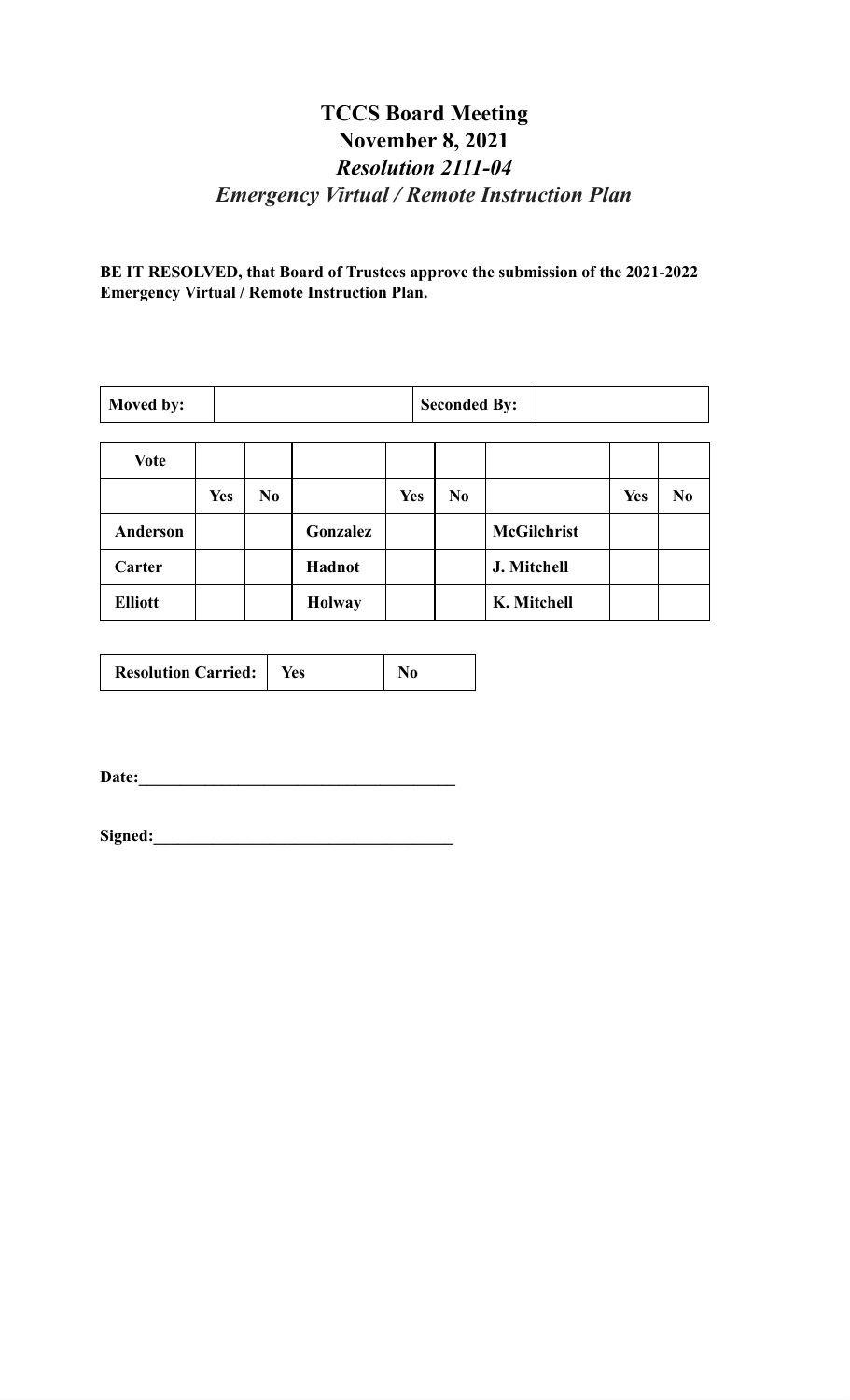# TCCS Board Meeting
## November 8, 2021
### *Resolution 2111-04*
### *Emergency Virtual / Remote Instruction Plan*

**BE IT RESOLVED, that Board of Trustees approve the submission of the 2021-2022 Emergency Virtual / Remote Instruction Plan.**

| **Moved by:** | | **Seconded By:** | |
|---|---|---|---|

| **Vote** | | | | | | | | |
|---|---|---|---|---|---|---|---|---|
| | **Yes** | **No** | | **Yes** | **No** | | **Yes** | **No** |
| **Anderson** | | | **Gonzalez** | | | **McGilchrist** | | |
| **Carter** | | | **Hadnot** | | | **J. Mitchell** | | |
| **Elliott** | | | **Holway** | | | **K. Mitchell** | | |

| **Resolution Carried:** | **Yes** | **No** |
|---|---|---|

**Date:**______________________________________

**Signed:**____________________________________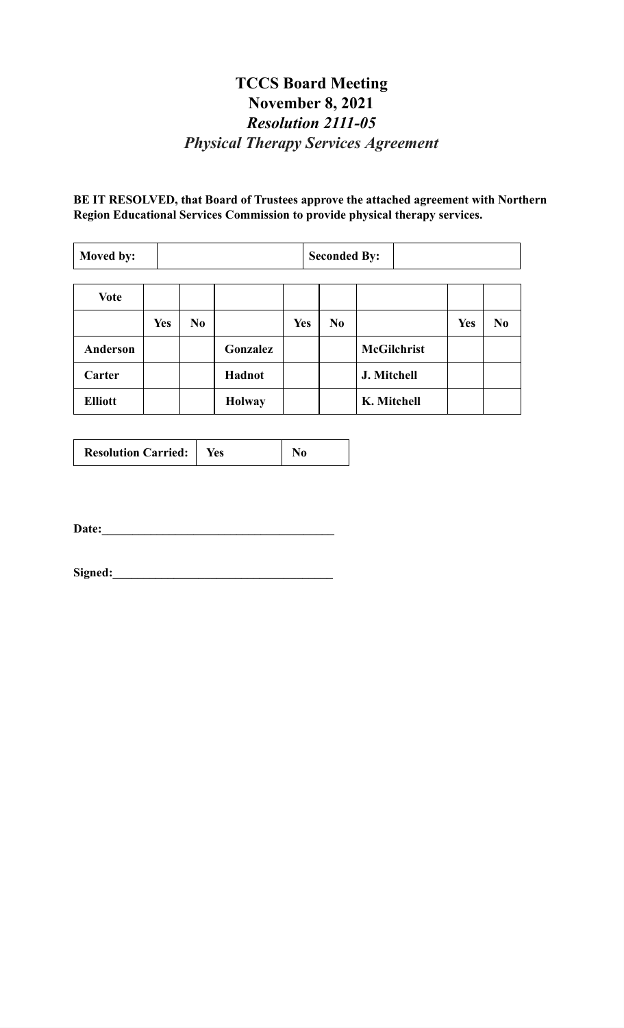# TCCS Board Meeting
# November 8, 2021
## *Resolution 2111-05*
## *Physical Therapy Services Agreement*

**BE IT RESOLVED, that Board of Trustees approve the attached agreement with Northern Region Educational Services Commission to provide physical therapy services.**

| **Moved by:** | | **Seconded By:** | |
|---|---|---|---|

| **Vote** | | | | | | | | |
|---|---|---|---|---|---|---|---|---|
| | **Yes** | **No** | | **Yes** | **No** | | **Yes** | **No** |
| **Anderson** | | | **Gonzalez** | | | **McGilchrist** | | |
| **Carter** | | | **Hadnot** | | | **J. Mitchell** | | |
| **Elliott** | | | **Holway** | | | **K. Mitchell** | | |

| **Resolution Carried:** | **Yes** | **No** |
|---|---|---|

**Date:**\_\_\_\_\_\_\_\_\_\_\_\_\_\_\_\_\_\_\_\_\_\_\_\_\_\_\_\_\_\_\_\_\_\_\_\_\_\_

**Signed:**\_\_\_\_\_\_\_\_\_\_\_\_\_\_\_\_\_\_\_\_\_\_\_\_\_\_\_\_\_\_\_\_\_\_\_\_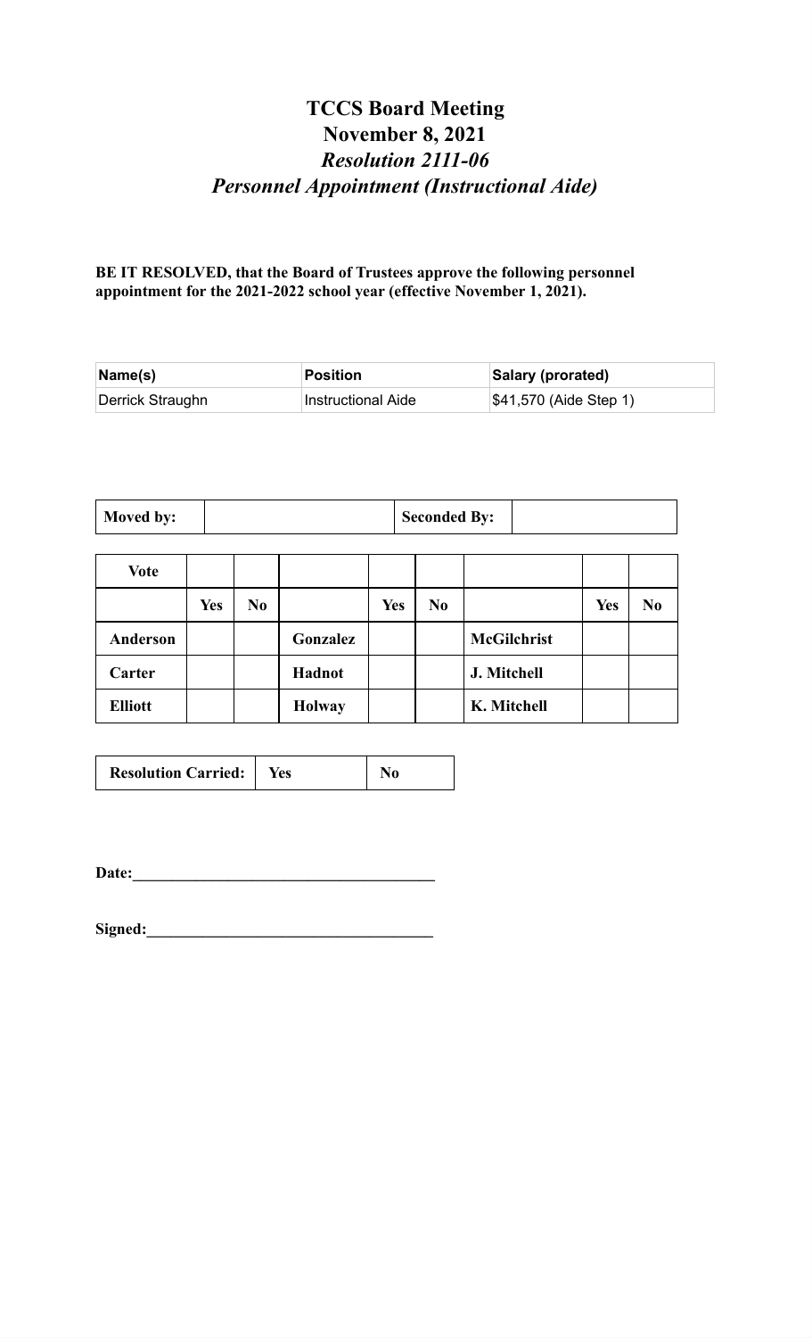# TCCS Board Meeting
# November 8, 2021
# *Resolution 2111-06*
# *Personnel Appointment (Instructional Aide)*

**BE IT RESOLVED, that the Board of Trustees approve the following personnel appointment for the 2021-2022 school year (effective November 1, 2021).**

| Name(s) | Position | Salary (prorated) |
|---|---|---|
| Derrick Straughn | Instructional Aide | $41,570 (Aide Step 1) |

| **Moved by:** | | **Seconded By:** | |
|---|---|---|---|

| **Vote** | | | | | | | | |
|---|---|---|---|---|---|---|---|---|
| | **Yes** | **No** | | **Yes** | **No** | | **Yes** | **No** |
| **Anderson** | | | **Gonzalez** | | | **McGilchrist** | | |
| **Carter** | | | **Hadnot** | | | **J. Mitchell** | | |
| **Elliott** | | | **Holway** | | | **K. Mitchell** | | |

| **Resolution Carried:** | **Yes** | **No** |
|---|---|---|

**Date:**______________________________________

**Signed:**____________________________________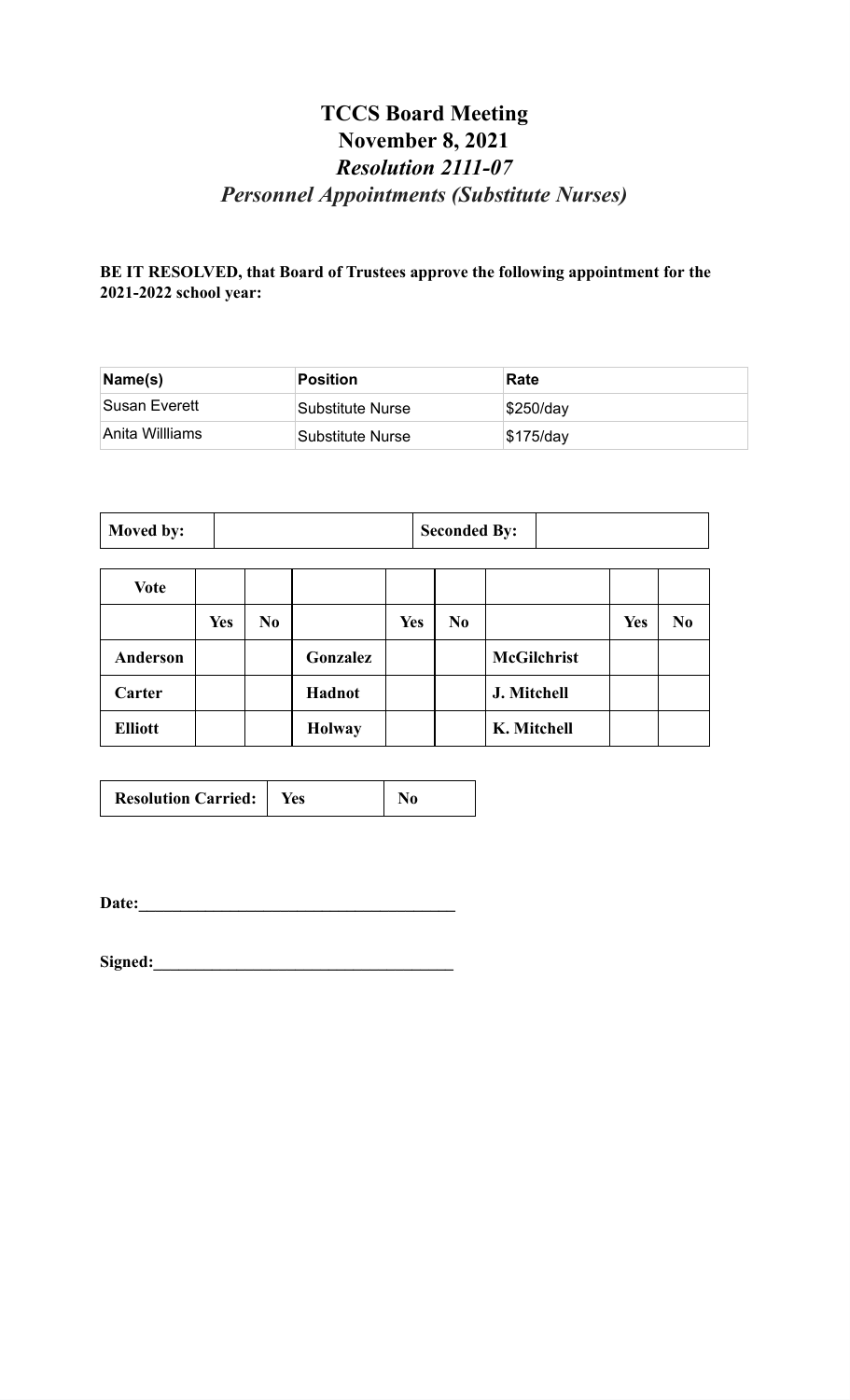# TCCS Board Meeting
# November 8, 2021
# *Resolution 2111-07*
# *Personnel Appointments (Substitute Nurses)*

**BE IT RESOLVED, that Board of Trustees approve the following appointment for the 2021-2022 school year:**

| Name(s) | Position | Rate |
|---|---|---|
| Susan Everett | Substitute Nurse | $250/day |
| Anita Willliams | Substitute Nurse | $175/day |

| **Moved by:** | | **Seconded By:** | |
|---|---|---|---|

| **Vote** | | | | | | | | |
|---|---|---|---|---|---|---|---|---|
| | **Yes** | **No** | | **Yes** | **No** | | **Yes** | **No** |
| **Anderson** | | | **Gonzalez** | | | **McGilchrist** | | |
| **Carter** | | | **Hadnot** | | | **J. Mitchell** | | |
| **Elliott** | | | **Holway** | | | **K. Mitchell** | | |

| **Resolution Carried:** | **Yes** | **No** |
|---|---|---|

**Date:**\_\_\_\_\_\_\_\_\_\_\_\_\_\_\_\_\_\_\_\_\_\_\_\_\_\_\_\_\_\_\_\_\_\_\_\_\_

**Signed:**\_\_\_\_\_\_\_\_\_\_\_\_\_\_\_\_\_\_\_\_\_\_\_\_\_\_\_\_\_\_\_\_\_\_\_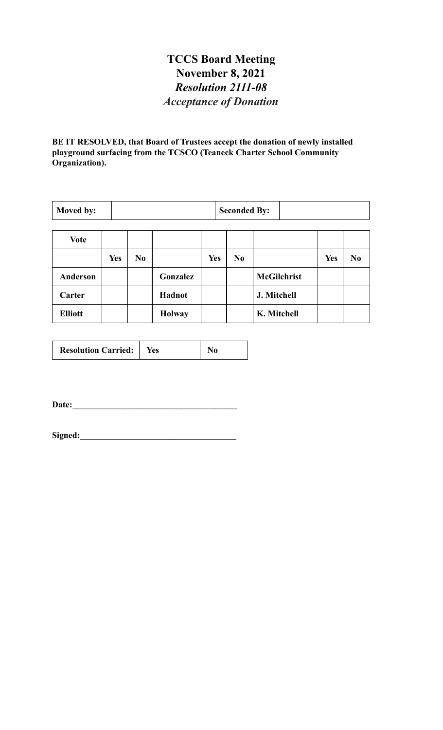# TCCS Board Meeting
# November 8, 2021
## *Resolution 2111-08*
## *Acceptance of Donation*

**BE IT RESOLVED, that Board of Trustees accept the donation of newly installed playground surfacing from the TCSCO (Teaneck Charter School Community Organization).**

| **Moved by:** | | **Seconded By:** | |
|---|---|---|---|

| **Vote** | | | | | | | | |
|---|---|---|---|---|---|---|---|---|
| | **Yes** | **No** | | **Yes** | **No** | | **Yes** | **No** |
| **Anderson** | | | **Gonzalez** | | | **McGilchrist** | | |
| **Carter** | | | **Hadnot** | | | **J. Mitchell** | | |
| **Elliott** | | | **Holway** | | | **K. Mitchell** | | |

| **Resolution Carried:** | **Yes** | **No** |
|---|---|---|

**Date:_____________________________________**

**Signed:___________________________________**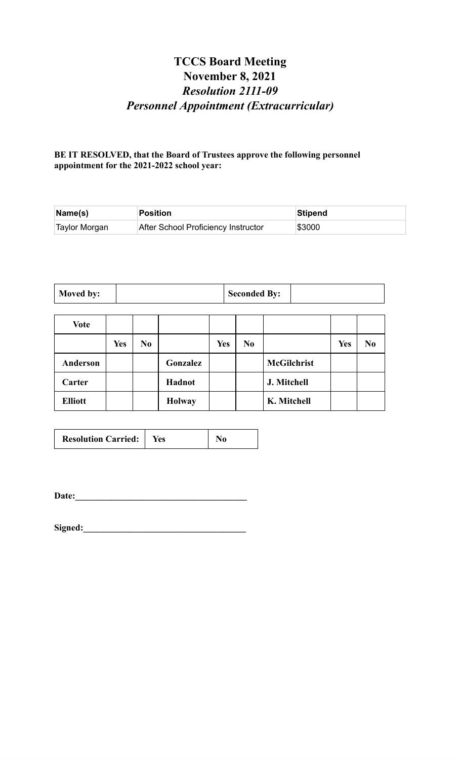# TCCS Board Meeting
## November 8, 2021
### *Resolution 2111-09*
### *Personnel Appointment (Extracurricular)*

**BE IT RESOLVED, that the Board of Trustees approve the following personnel appointment for the 2021-2022 school year:**

| Name(s) | Position | Stipend |
|---|---|---|
| Taylor Morgan | After School Proficiency Instructor | $3000 |

| **Moved by:** | | **Seconded By:** | |
|---|---|---|---|

| **Vote** | | | | | | | | |
|---|---|---|---|---|---|---|---|---|
| | **Yes** | **No** | | **Yes** | **No** | | **Yes** | **No** |
| **Anderson** | | | **Gonzalez** | | | **McGilchrist** | | |
| **Carter** | | | **Hadnot** | | | **J. Mitchell** | | |
| **Elliott** | | | **Holway** | | | **K. Mitchell** | | |

| **Resolution Carried:** | **Yes** | **No** |
|---|---|---|

**Date:**\_\_\_\_\_\_\_\_\_\_\_\_\_\_\_\_\_\_\_\_\_\_\_\_\_\_\_\_\_\_\_\_\_\_\_\_\_

**Signed:**\_\_\_\_\_\_\_\_\_\_\_\_\_\_\_\_\_\_\_\_\_\_\_\_\_\_\_\_\_\_\_\_\_\_\_